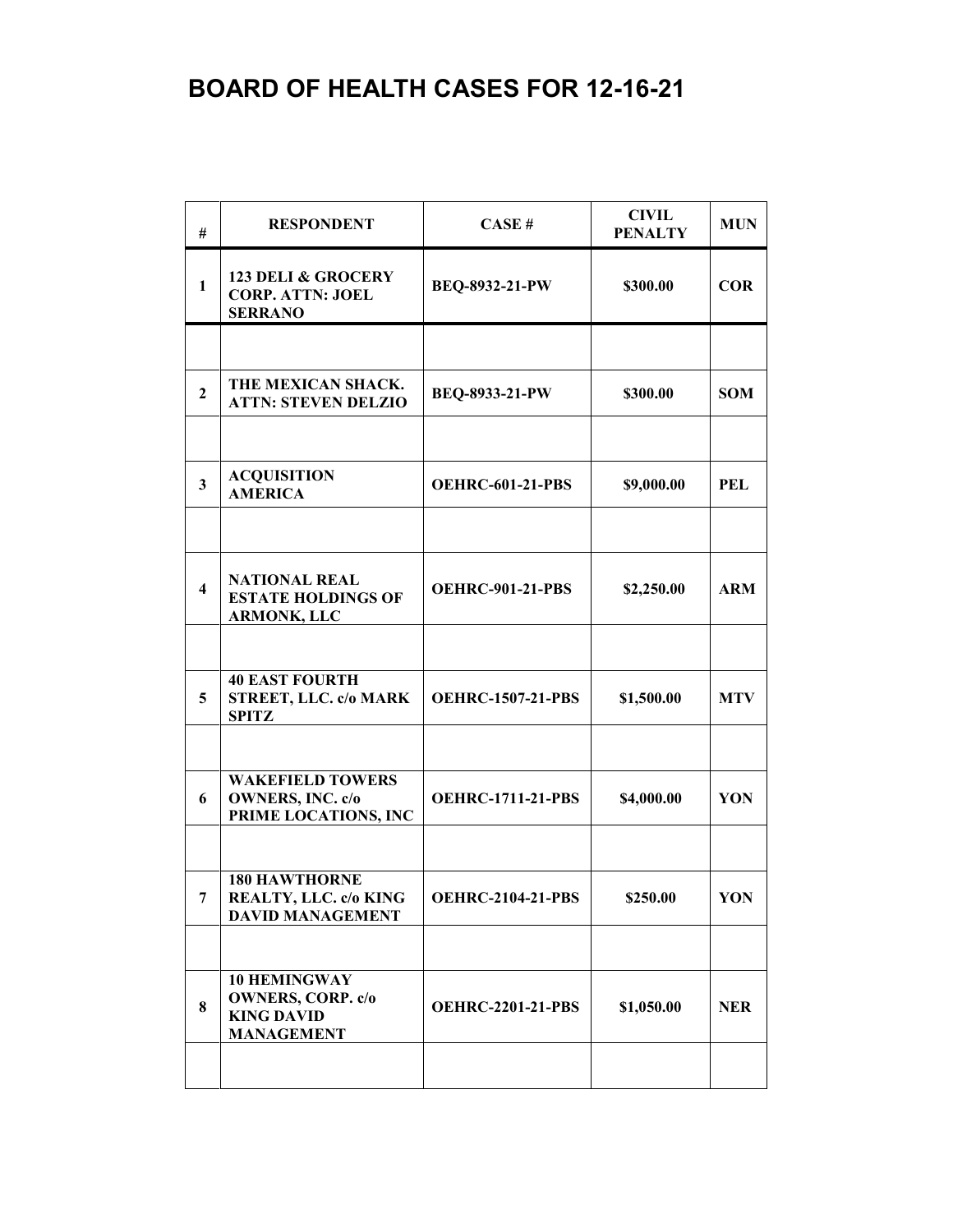# BOARD OF HEALTH CASES FOR 12-16-21

| # | RESPONDENT | CASE # | CIVIL PENALTY | MUN |
|---|---|---|---|---|
| 1 | 123 DELI & GROCERY CORP. ATTN: JOEL SERRANO | BEQ-8932-21-PW | $300.00 | COR |
| | | | | |
| 2 | THE MEXICAN SHACK. ATTN: STEVEN DELZIO | BEQ-8933-21-PW | $300.00 | SOM |
| | | | | |
| 3 | ACQUISITION AMERICA | OEHRC-601-21-PBS | $9,000.00 | PEL |
| | | | | |
| 4 | NATIONAL REAL ESTATE HOLDINGS OF ARMONK, LLC | OEHRC-901-21-PBS | $2,250.00 | ARM |
| | | | | |
| 5 | 40 EAST FOURTH STREET, LLC. c/o MARK SPITZ | OEHRC-1507-21-PBS | $1,500.00 | MTV |
| | | | | |
| 6 | WAKEFIELD TOWERS OWNERS, INC. c/o PRIME LOCATIONS, INC | OEHRC-1711-21-PBS | $4,000.00 | YON |
| | | | | |
| 7 | 180 HAWTHORNE REALTY, LLC. c/o KING DAVID MANAGEMENT | OEHRC-2104-21-PBS | $250.00 | YON |
| | | | | |
| 8 | 10 HEMINGWAY OWNERS, CORP. c/o KING DAVID MANAGEMENT | OEHRC-2201-21-PBS | $1,050.00 | NER |
| | | | | |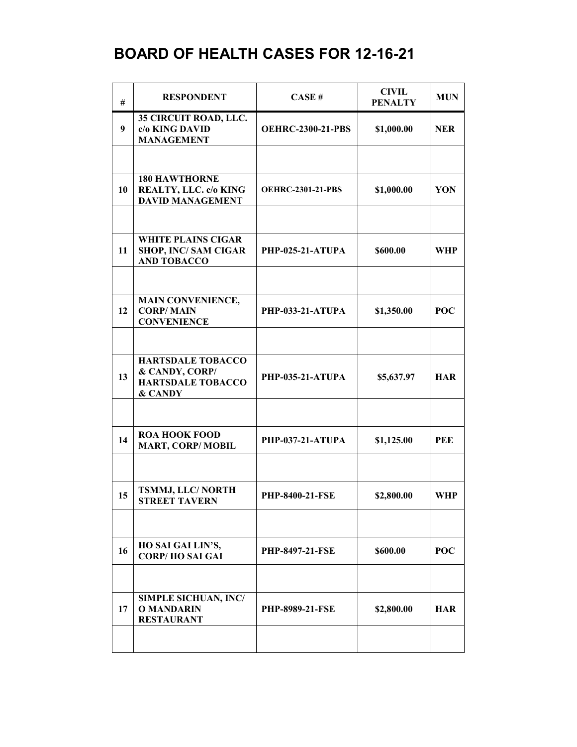# BOARD OF HEALTH CASES FOR 12-16-21

| # | RESPONDENT | CASE # | CIVIL PENALTY | MUN |
|---|---|---|---|---|
| 9 | 35 CIRCUIT ROAD, LLC. c/o KING DAVID MANAGEMENT | OEHRC-2300-21-PBS | $1,000.00 | NER |
| | | | | |
| 10 | 180 HAWTHORNE REALTY, LLC. c/o KING DAVID MANAGEMENT | OEHRC-2301-21-PBS | $1,000.00 | YON |
| | | | | |
| 11 | WHITE PLAINS CIGAR SHOP, INC/ SAM CIGAR AND TOBACCO | PHP-025-21-ATUPA | $600.00 | WHP |
| | | | | |
| 12 | MAIN CONVENIENCE, CORP/ MAIN CONVENIENCE | PHP-033-21-ATUPA | $1,350.00 | POC |
| | | | | |
| 13 | HARTSDALE TOBACCO & CANDY, CORP/ HARTSDALE TOBACCO & CANDY | PHP-035-21-ATUPA | $5,637.97 | HAR |
| | | | | |
| 14 | ROA HOOK FOOD MART, CORP/ MOBIL | PHP-037-21-ATUPA | $1,125.00 | PEE |
| | | | | |
| 15 | TSMMJ, LLC/ NORTH STREET TAVERN | PHP-8400-21-FSE | $2,800.00 | WHP |
| | | | | |
| 16 | HO SAI GAI LIN'S, CORP/ HO SAI GAI | PHP-8497-21-FSE | $600.00 | POC |
| | | | | |
| 17 | SIMPLE SICHUAN, INC/ O MANDARIN RESTAURANT | PHP-8989-21-FSE | $2,800.00 | HAR |
| | | | | |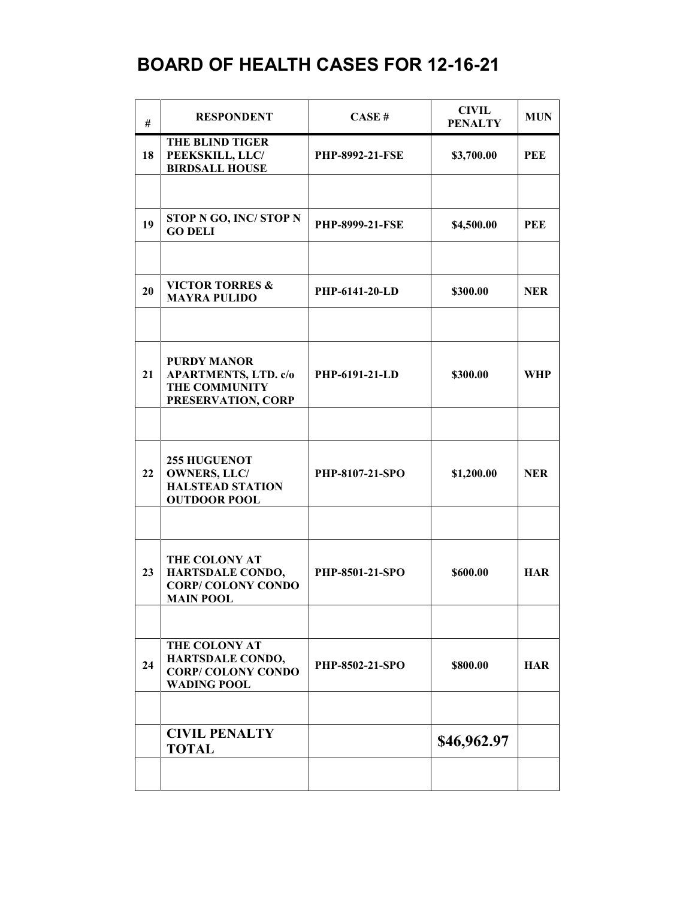# BOARD OF HEALTH CASES FOR 12-16-21

| # | RESPONDENT | CASE # | CIVIL PENALTY | MUN |
|---|---|---|---|---|
| 18 | THE BLIND TIGER PEEKSKILL, LLC/ BIRDSALL HOUSE | PHP-8992-21-FSE | $3,700.00 | PEE |
| | | | | |
| 19 | STOP N GO, INC/ STOP N GO DELI | PHP-8999-21-FSE | $4,500.00 | PEE |
| | | | | |
| 20 | VICTOR TORRES & MAYRA PULIDO | PHP-6141-20-LD | $300.00 | NER |
| | | | | |
| 21 | PURDY MANOR APARTMENTS, LTD. c/o THE COMMUNITY PRESERVATION, CORP | PHP-6191-21-LD | $300.00 | WHP |
| | | | | |
| 22 | 255 HUGUENOT OWNERS, LLC/ HALSTEAD STATION OUTDOOR POOL | PHP-8107-21-SPO | $1,200.00 | NER |
| | | | | |
| 23 | THE COLONY AT HARTSDALE CONDO, CORP/ COLONY CONDO MAIN POOL | PHP-8501-21-SPO | $600.00 | HAR |
| | | | | |
| 24 | THE COLONY AT HARTSDALE CONDO, CORP/ COLONY CONDO WADING POOL | PHP-8502-21-SPO | $800.00 | HAR |
| | | | | |
| | **CIVIL PENALTY TOTAL** | | **$46,962.97** | |
| | | | | |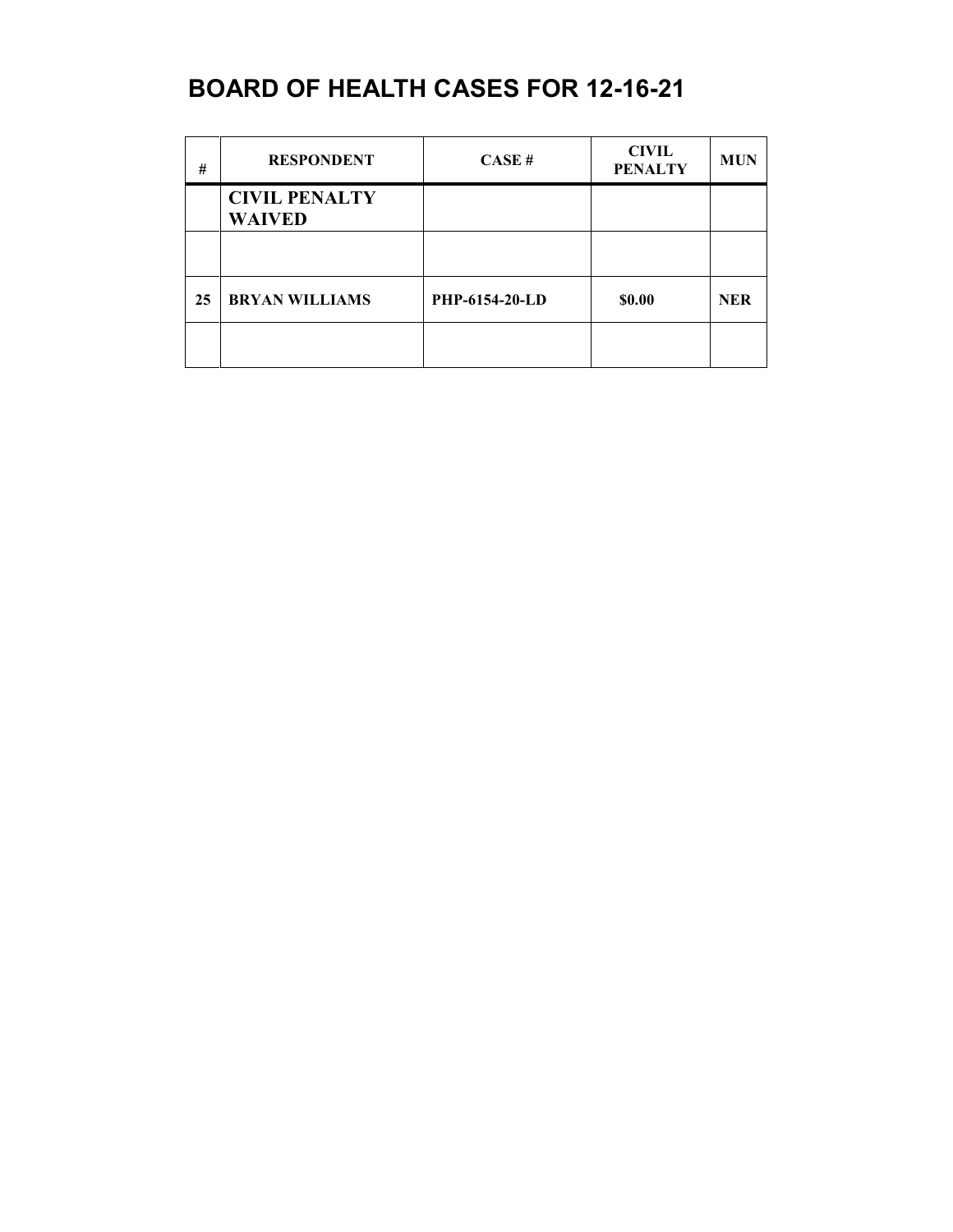# BOARD OF HEALTH CASES FOR 12-16-21

| # | RESPONDENT | CASE # | CIVIL PENALTY | MUN |
|---|---|---|---|---|
| | **CIVIL PENALTY WAIVED** | | | |
| | | | | |
| 25 | BRYAN WILLIAMS | PHP-6154-20-LD | $0.00 | NER |
| | | | | |